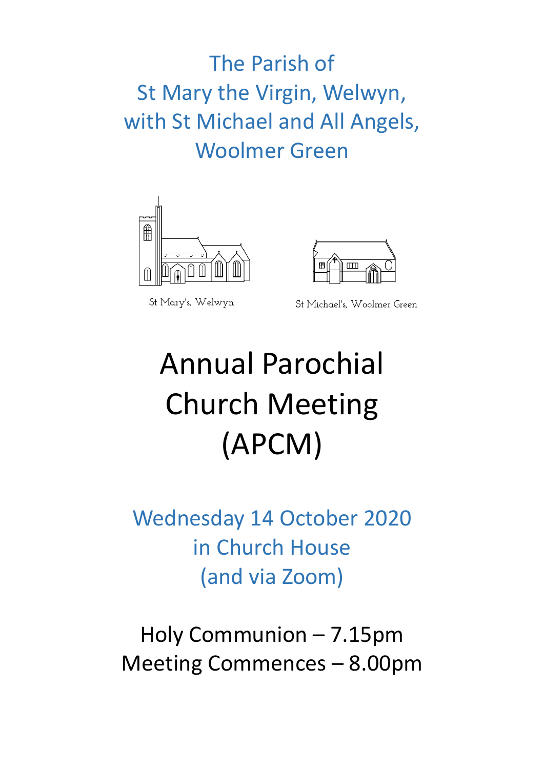The Parish of
St Mary the Virgin, Welwyn,
with St Michael and All Angels,
Woolmer Green

St Mary's, Welwyn

St Michael's, Woolmer Green

# Annual Parochial Church Meeting (APCM)

Wednesday 14 October 2020
in Church House
(and via Zoom)

Holy Communion – 7.15pm
Meeting Commences – 8.00pm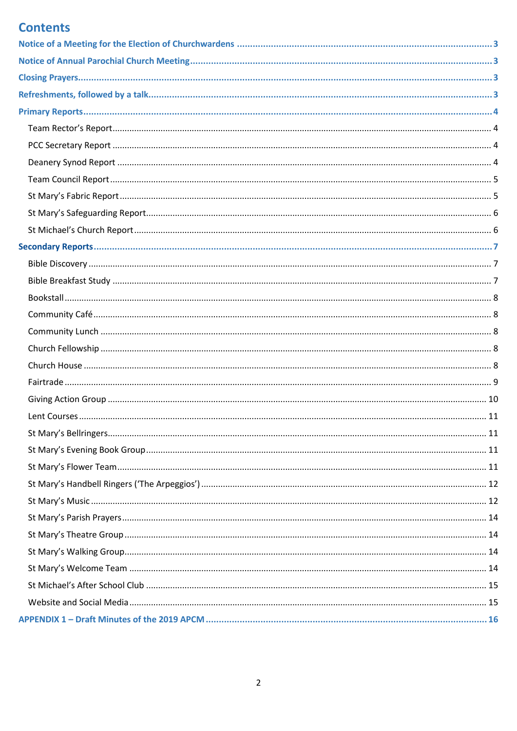# Contents

**Notice of a Meeting for the Election of Churchwardens** .......... 3

**Notice of Annual Parochial Church Meeting** .......... 3

**Closing Prayers** .......... 3

**Refreshments, followed by a talk** .......... 3

**Primary Reports** .......... 4

- Team Rector's Report .......... 4
- PCC Secretary Report .......... 4
- Deanery Synod Report .......... 4
- Team Council Report .......... 5
- St Mary's Fabric Report .......... 5
- St Mary's Safeguarding Report .......... 6
- St Michael's Church Report .......... 6

**Secondary Reports** .......... 7

- Bible Discovery .......... 7
- Bible Breakfast Study .......... 7
- Bookstall .......... 8
- Community Café .......... 8
- Community Lunch .......... 8
- Church Fellowship .......... 8
- Church House .......... 8
- Fairtrade .......... 9
- Giving Action Group .......... 10
- Lent Courses .......... 11
- St Mary's Bellringers .......... 11
- St Mary's Evening Book Group .......... 11
- St Mary's Flower Team .......... 11
- St Mary's Handbell Ringers ('The Arpeggios') .......... 12
- St Mary's Music .......... 12
- St Mary's Parish Prayers .......... 14
- St Mary's Theatre Group .......... 14
- St Mary's Walking Group .......... 14
- St Mary's Welcome Team .......... 14
- St Michael's After School Club .......... 15
- Website and Social Media .......... 15

**APPENDIX 1 – Draft Minutes of the 2019 APCM** .......... 16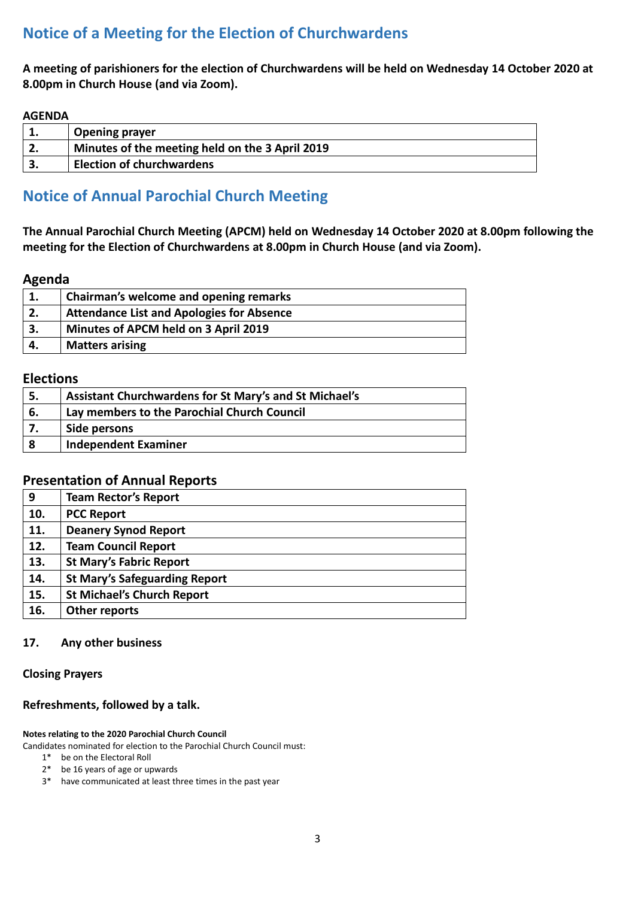## Notice of a Meeting for the Election of Churchwardens

**A meeting of parishioners for the election of Churchwardens will be held on Wednesday 14 October 2020 at 8.00pm in Church House (and via Zoom).**

**AGENDA**

| | |
|---|---|
| **1.** | **Opening prayer** |
| **2.** | **Minutes of the meeting held on the 3 April 2019** |
| **3.** | **Election of churchwardens** |

## Notice of Annual Parochial Church Meeting

**The Annual Parochial Church Meeting (APCM) held on Wednesday 14 October 2020 at 8.00pm following the meeting for the Election of Churchwardens at 8.00pm in Church House (and via Zoom).**

### Agenda

| | |
|---|---|
| **1.** | **Chairman's welcome and opening remarks** |
| **2.** | **Attendance List and Apologies for Absence** |
| **3.** | **Minutes of APCM held on 3 April 2019** |
| **4.** | **Matters arising** |

### Elections

| | |
|---|---|
| **5.** | **Assistant Churchwardens for St Mary's and St Michael's** |
| **6.** | **Lay members to the Parochial Church Council** |
| **7.** | **Side persons** |
| **8** | **Independent Examiner** |

### Presentation of Annual Reports

| | |
|---|---|
| **9** | **Team Rector's Report** |
| **10.** | **PCC Report** |
| **11.** | **Deanery Synod Report** |
| **12.** | **Team Council Report** |
| **13.** | **St Mary's Fabric Report** |
| **14.** | **St Mary's Safeguarding Report** |
| **15.** | **St Michael's Church Report** |
| **16.** | **Other reports** |

**17. Any other business**

**Closing Prayers**

**Refreshments, followed by a talk.**

**Notes relating to the 2020 Parochial Church Council**

Candidates nominated for election to the Parochial Church Council must:

1* be on the Electoral Roll
2* be 16 years of age or upwards
3* have communicated at least three times in the past year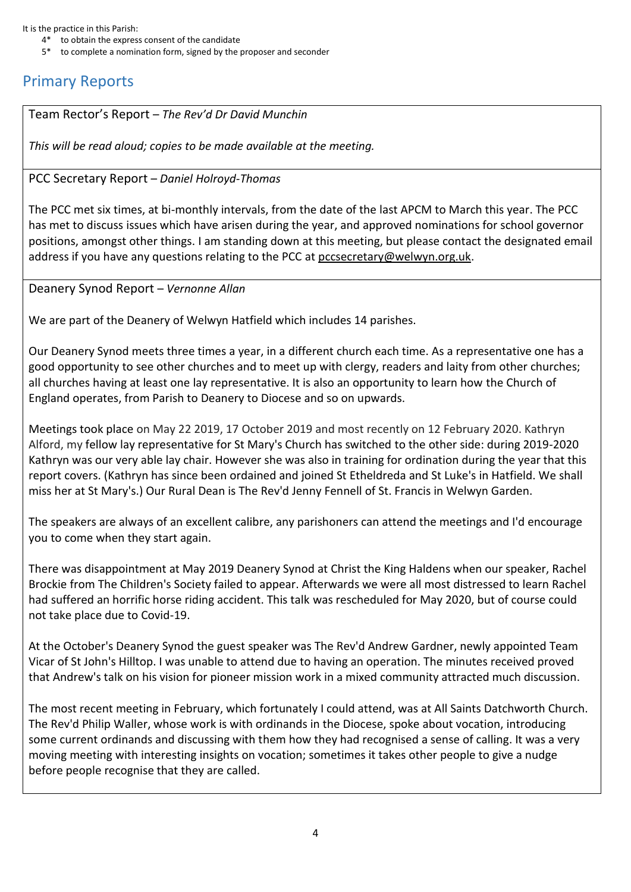It is the practice in this Parish:

4* to obtain the express consent of the candidate
5* to complete a nomination form, signed by the proposer and seconder

## Primary Reports

Team Rector's Report – *The Rev'd Dr David Munchin*

*This will be read aloud; copies to be made available at the meeting.*

PCC Secretary Report – *Daniel Holroyd-Thomas*

The PCC met six times, at bi-monthly intervals, from the date of the last APCM to March this year. The PCC has met to discuss issues which have arisen during the year, and approved nominations for school governor positions, amongst other things. I am standing down at this meeting, but please contact the designated email address if you have any questions relating to the PCC at pccsecretary@welwyn.org.uk.

Deanery Synod Report – *Vernonne Allan*

We are part of the Deanery of Welwyn Hatfield which includes 14 parishes.

Our Deanery Synod meets three times a year, in a different church each time. As a representative one has a good opportunity to see other churches and to meet up with clergy, readers and laity from other churches; all churches having at least one lay representative. It is also an opportunity to learn how the Church of England operates, from Parish to Deanery to Diocese and so on upwards.

Meetings took place on May 22 2019, 17 October 2019 and most recently on 12 February 2020. Kathryn Alford, my fellow lay representative for St Mary's Church has switched to the other side: during 2019-2020 Kathryn was our very able lay chair. However she was also in training for ordination during the year that this report covers. (Kathryn has since been ordained and joined St Etheldreda and St Luke's in Hatfield. We shall miss her at St Mary's.) Our Rural Dean is The Rev'd Jenny Fennell of St. Francis in Welwyn Garden.

The speakers are always of an excellent calibre, any parishoners can attend the meetings and I'd encourage you to come when they start again.

There was disappointment at May 2019 Deanery Synod at Christ the King Haldens when our speaker, Rachel Brockie from The Children's Society failed to appear. Afterwards we were all most distressed to learn Rachel had suffered an horrific horse riding accident. This talk was rescheduled for May 2020, but of course could not take place due to Covid-19.

At the October's Deanery Synod the guest speaker was The Rev'd Andrew Gardner, newly appointed Team Vicar of St John's Hilltop. I was unable to attend due to having an operation. The minutes received proved that Andrew's talk on his vision for pioneer mission work in a mixed community attracted much discussion.

The most recent meeting in February, which fortunately I could attend, was at All Saints Datchworth Church. The Rev'd Philip Waller, whose work is with ordinands in the Diocese, spoke about vocation, introducing some current ordinands and discussing with them how they had recognised a sense of calling. It was a very moving meeting with interesting insights on vocation; sometimes it takes other people to give a nudge before people recognise that they are called.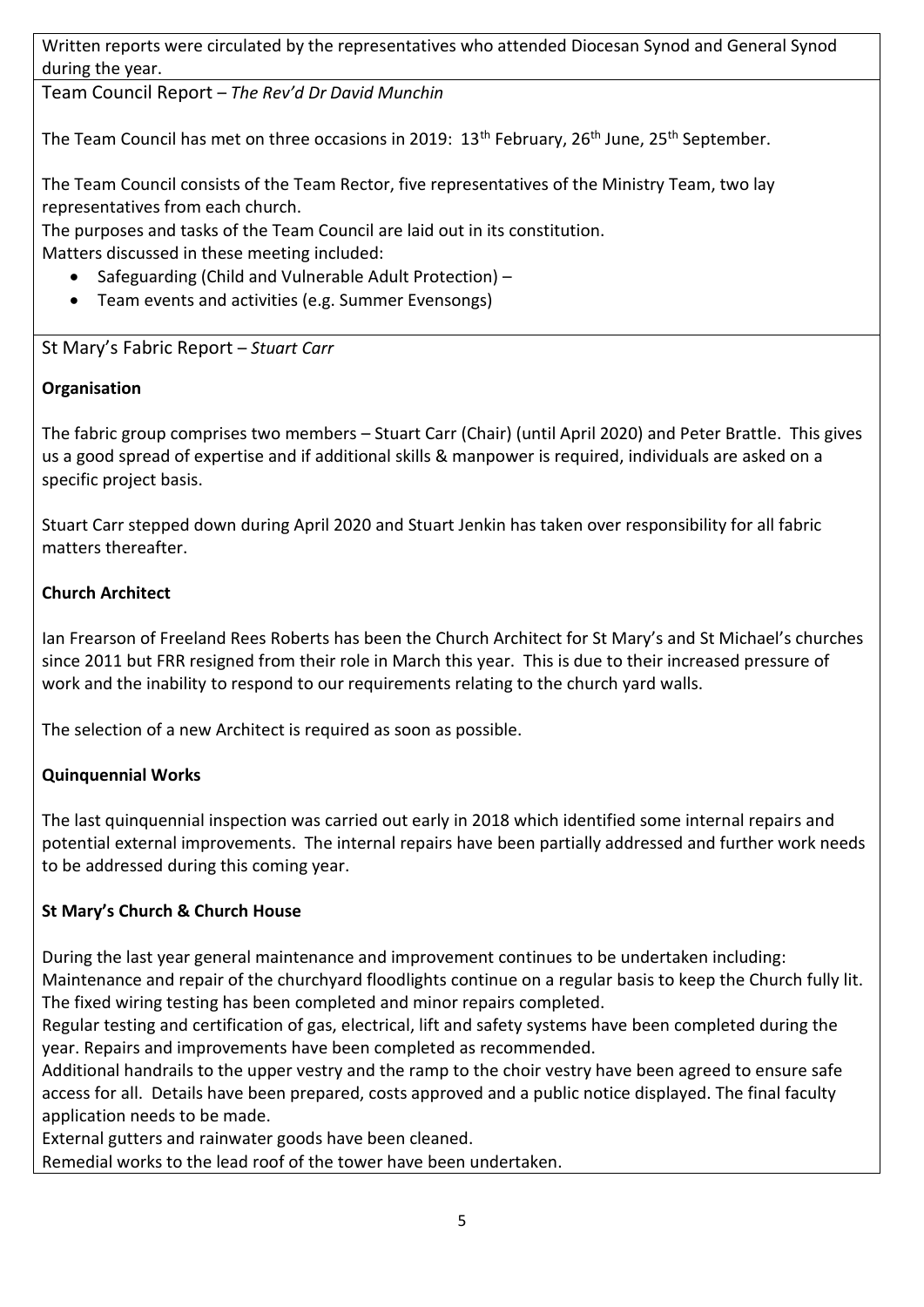Written reports were circulated by the representatives who attended Diocesan Synod and General Synod during the year.

## Team Council Report – *The Rev'd Dr David Munchin*

The Team Council has met on three occasions in 2019: 13th February, 26th June, 25th September.

The Team Council consists of the Team Rector, five representatives of the Ministry Team, two lay representatives from each church.
The purposes and tasks of the Team Council are laid out in its constitution.
Matters discussed in these meeting included:

- Safeguarding (Child and Vulnerable Adult Protection) –
- Team events and activities (e.g. Summer Evensongs)

## St Mary's Fabric Report – *Stuart Carr*

**Organisation**

The fabric group comprises two members – Stuart Carr (Chair) (until April 2020) and Peter Brattle. This gives us a good spread of expertise and if additional skills & manpower is required, individuals are asked on a specific project basis.

Stuart Carr stepped down during April 2020 and Stuart Jenkin has taken over responsibility for all fabric matters thereafter.

**Church Architect**

Ian Frearson of Freeland Rees Roberts has been the Church Architect for St Mary's and St Michael's churches since 2011 but FRR resigned from their role in March this year. This is due to their increased pressure of work and the inability to respond to our requirements relating to the church yard walls.

The selection of a new Architect is required as soon as possible.

**Quinquennial Works**

The last quinquennial inspection was carried out early in 2018 which identified some internal repairs and potential external improvements. The internal repairs have been partially addressed and further work needs to be addressed during this coming year.

**St Mary's Church & Church House**

During the last year general maintenance and improvement continues to be undertaken including:
Maintenance and repair of the churchyard floodlights continue on a regular basis to keep the Church fully lit.
The fixed wiring testing has been completed and minor repairs completed.
Regular testing and certification of gas, electrical, lift and safety systems have been completed during the year. Repairs and improvements have been completed as recommended.
Additional handrails to the upper vestry and the ramp to the choir vestry have been agreed to ensure safe access for all. Details have been prepared, costs approved and a public notice displayed. The final faculty application needs to be made.
External gutters and rainwater goods have been cleaned.
Remedial works to the lead roof of the tower have been undertaken.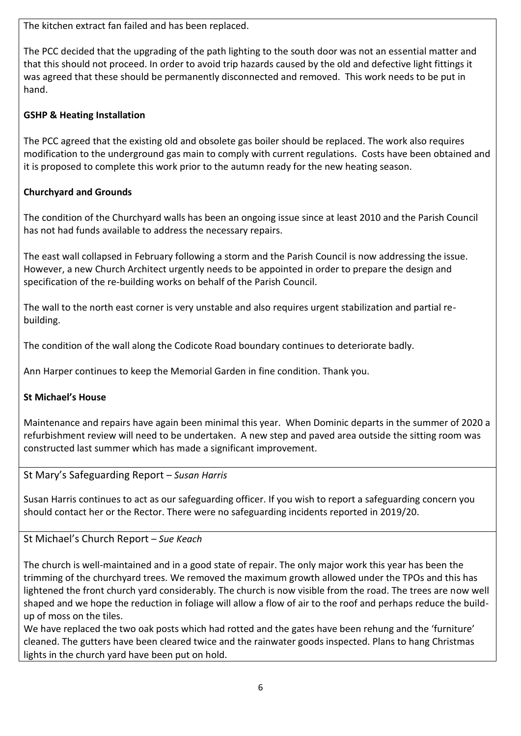The kitchen extract fan failed and has been replaced.

The PCC decided that the upgrading of the path lighting to the south door was not an essential matter and that this should not proceed. In order to avoid trip hazards caused by the old and defective light fittings it was agreed that these should be permanently disconnected and removed. This work needs to be put in hand.

**GSHP & Heating Installation**

The PCC agreed that the existing old and obsolete gas boiler should be replaced. The work also requires modification to the underground gas main to comply with current regulations. Costs have been obtained and it is proposed to complete this work prior to the autumn ready for the new heating season.

**Churchyard and Grounds**

The condition of the Churchyard walls has been an ongoing issue since at least 2010 and the Parish Council has not had funds available to address the necessary repairs.

The east wall collapsed in February following a storm and the Parish Council is now addressing the issue. However, a new Church Architect urgently needs to be appointed in order to prepare the design and specification of the re-building works on behalf of the Parish Council.

The wall to the north east corner is very unstable and also requires urgent stabilization and partial re-building.

The condition of the wall along the Codicote Road boundary continues to deteriorate badly.

Ann Harper continues to keep the Memorial Garden in fine condition. Thank you.

**St Michael's House**

Maintenance and repairs have again been minimal this year. When Dominic departs in the summer of 2020 a refurbishment review will need to be undertaken. A new step and paved area outside the sitting room was constructed last summer which has made a significant improvement.

## St Mary's Safeguarding Report – *Susan Harris*

Susan Harris continues to act as our safeguarding officer. If you wish to report a safeguarding concern you should contact her or the Rector. There were no safeguarding incidents reported in 2019/20.

## St Michael's Church Report – *Sue Keach*

The church is well-maintained and in a good state of repair. The only major work this year has been the trimming of the churchyard trees. We removed the maximum growth allowed under the TPOs and this has lightened the front church yard considerably. The church is now visible from the road. The trees are now well shaped and we hope the reduction in foliage will allow a flow of air to the roof and perhaps reduce the build-up of moss on the tiles.

We have replaced the two oak posts which had rotted and the gates have been rehung and the 'furniture' cleaned. The gutters have been cleared twice and the rainwater goods inspected. Plans to hang Christmas lights in the church yard have been put on hold.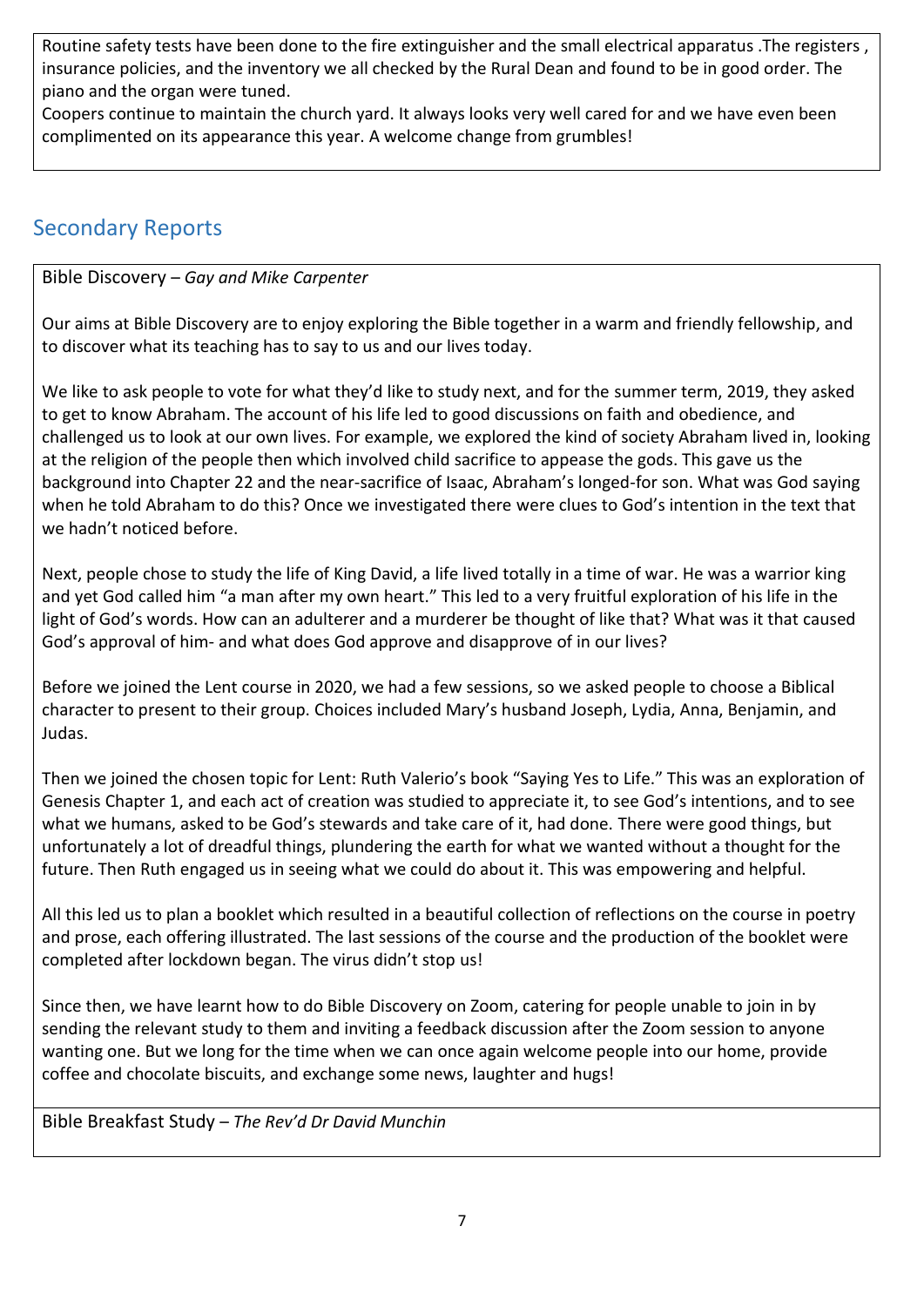Routine safety tests have been done to the fire extinguisher and the small electrical apparatus .The registers , insurance policies, and the inventory we all checked by the Rural Dean and found to be in good order. The piano and the organ were tuned.

Coopers continue to maintain the church yard. It always looks very well cared for and we have even been complimented on its appearance this year. A welcome change from grumbles!

## Secondary Reports

### Bible Discovery – *Gay and Mike Carpenter*

Our aims at Bible Discovery are to enjoy exploring the Bible together in a warm and friendly fellowship, and to discover what its teaching has to say to us and our lives today.

We like to ask people to vote for what they'd like to study next, and for the summer term, 2019, they asked to get to know Abraham. The account of his life led to good discussions on faith and obedience, and challenged us to look at our own lives. For example, we explored the kind of society Abraham lived in, looking at the religion of the people then which involved child sacrifice to appease the gods. This gave us the background into Chapter 22 and the near-sacrifice of Isaac, Abraham's longed-for son. What was God saying when he told Abraham to do this? Once we investigated there were clues to God's intention in the text that we hadn't noticed before.

Next, people chose to study the life of King David, a life lived totally in a time of war. He was a warrior king and yet God called him "a man after my own heart." This led to a very fruitful exploration of his life in the light of God's words. How can an adulterer and a murderer be thought of like that? What was it that caused God's approval of him- and what does God approve and disapprove of in our lives?

Before we joined the Lent course in 2020, we had a few sessions, so we asked people to choose a Biblical character to present to their group. Choices included Mary's husband Joseph, Lydia, Anna, Benjamin, and Judas.

Then we joined the chosen topic for Lent: Ruth Valerio's book "Saying Yes to Life." This was an exploration of Genesis Chapter 1, and each act of creation was studied to appreciate it, to see God's intentions, and to see what we humans, asked to be God's stewards and take care of it, had done. There were good things, but unfortunately a lot of dreadful things, plundering the earth for what we wanted without a thought for the future. Then Ruth engaged us in seeing what we could do about it. This was empowering and helpful.

All this led us to plan a booklet which resulted in a beautiful collection of reflections on the course in poetry and prose, each offering illustrated. The last sessions of the course and the production of the booklet were completed after lockdown began. The virus didn't stop us!

Since then, we have learnt how to do Bible Discovery on Zoom, catering for people unable to join in by sending the relevant study to them and inviting a feedback discussion after the Zoom session to anyone wanting one. But we long for the time when we can once again welcome people into our home, provide coffee and chocolate biscuits, and exchange some news, laughter and hugs!

### Bible Breakfast Study – *The Rev'd Dr David Munchin*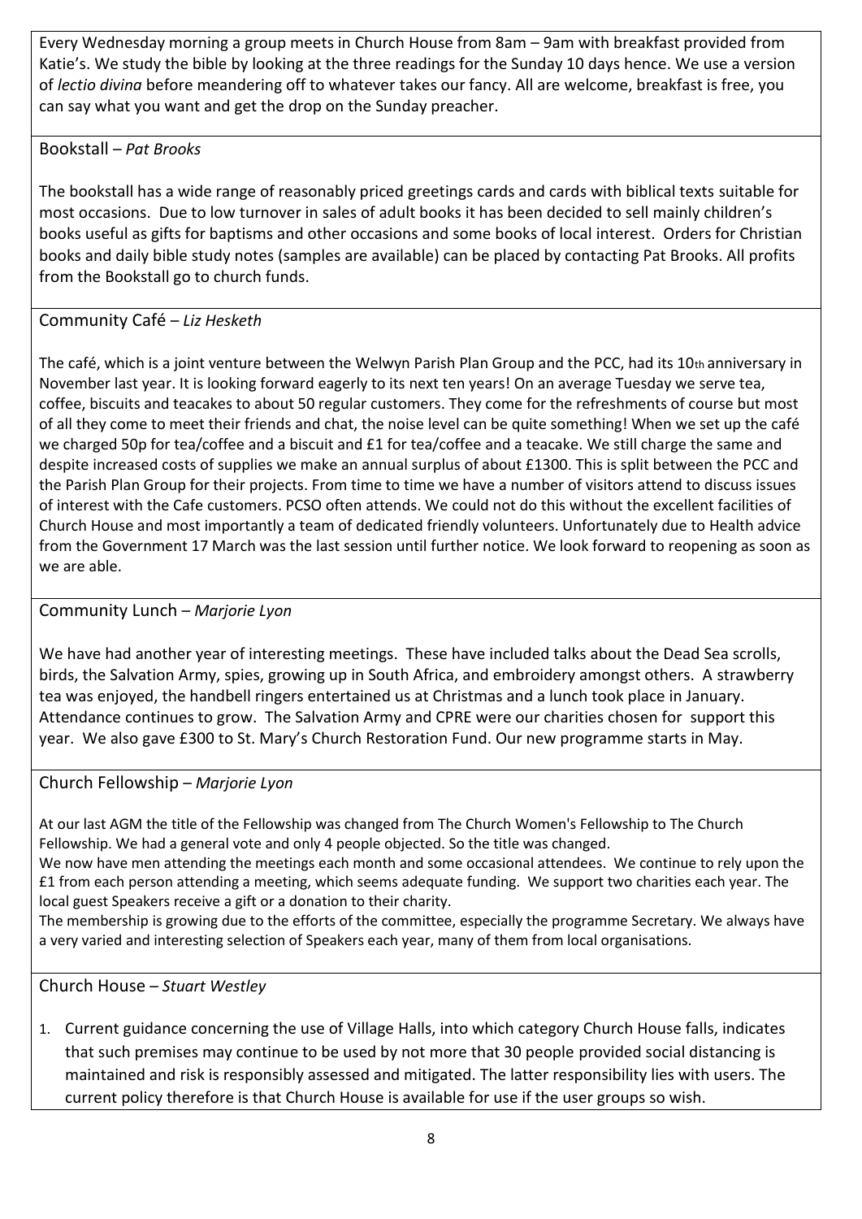Every Wednesday morning a group meets in Church House from 8am – 9am with breakfast provided from Katie's. We study the bible by looking at the three readings for the Sunday 10 days hence. We use a version of *lectio divina* before meandering off to whatever takes our fancy. All are welcome, breakfast is free, you can say what you want and get the drop on the Sunday preacher.

## Bookstall – *Pat Brooks*

The bookstall has a wide range of reasonably priced greetings cards and cards with biblical texts suitable for most occasions. Due to low turnover in sales of adult books it has been decided to sell mainly children's books useful as gifts for baptisms and other occasions and some books of local interest. Orders for Christian books and daily bible study notes (samples are available) can be placed by contacting Pat Brooks. All profits from the Bookstall go to church funds.

## Community Café – *Liz Hesketh*

The café, which is a joint venture between the Welwyn Parish Plan Group and the PCC, had its 10th anniversary in November last year. It is looking forward eagerly to its next ten years! On an average Tuesday we serve tea, coffee, biscuits and teacakes to about 50 regular customers. They come for the refreshments of course but most of all they come to meet their friends and chat, the noise level can be quite something! When we set up the café we charged 50p for tea/coffee and a biscuit and £1 for tea/coffee and a teacake. We still charge the same and despite increased costs of supplies we make an annual surplus of about £1300. This is split between the PCC and the Parish Plan Group for their projects. From time to time we have a number of visitors attend to discuss issues of interest with the Cafe customers. PCSO often attends. We could not do this without the excellent facilities of Church House and most importantly a team of dedicated friendly volunteers. Unfortunately due to Health advice from the Government 17 March was the last session until further notice. We look forward to reopening as soon as we are able.

## Community Lunch – *Marjorie Lyon*

We have had another year of interesting meetings. These have included talks about the Dead Sea scrolls, birds, the Salvation Army, spies, growing up in South Africa, and embroidery amongst others. A strawberry tea was enjoyed, the handbell ringers entertained us at Christmas and a lunch took place in January. Attendance continues to grow. The Salvation Army and CPRE were our charities chosen for support this year. We also gave £300 to St. Mary's Church Restoration Fund. Our new programme starts in May.

## Church Fellowship – *Marjorie Lyon*

At our last AGM the title of the Fellowship was changed from The Church Women's Fellowship to The Church Fellowship. We had a general vote and only 4 people objected. So the title was changed.

We now have men attending the meetings each month and some occasional attendees. We continue to rely upon the £1 from each person attending a meeting, which seems adequate funding. We support two charities each year. The local guest Speakers receive a gift or a donation to their charity.

The membership is growing due to the efforts of the committee, especially the programme Secretary. We always have a very varied and interesting selection of Speakers each year, many of them from local organisations.

## Church House – *Stuart Westley*

1. Current guidance concerning the use of Village Halls, into which category Church House falls, indicates that such premises may continue to be used by not more that 30 people provided social distancing is maintained and risk is responsibly assessed and mitigated. The latter responsibility lies with users. The current policy therefore is that Church House is available for use if the user groups so wish.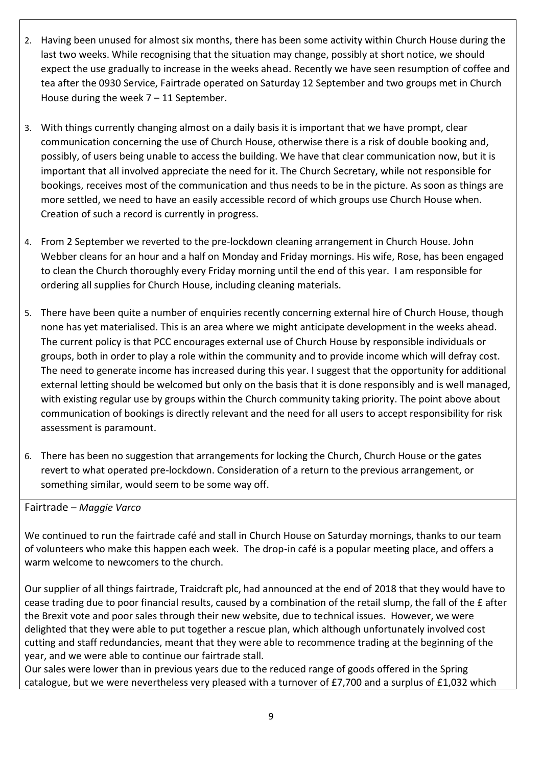2. Having been unused for almost six months, there has been some activity within Church House during the last two weeks. While recognising that the situation may change, possibly at short notice, we should expect the use gradually to increase in the weeks ahead. Recently we have seen resumption of coffee and tea after the 0930 Service, Fairtrade operated on Saturday 12 September and two groups met in Church House during the week 7 – 11 September.

3. With things currently changing almost on a daily basis it is important that we have prompt, clear communication concerning the use of Church House, otherwise there is a risk of double booking and, possibly, of users being unable to access the building. We have that clear communication now, but it is important that all involved appreciate the need for it. The Church Secretary, while not responsible for bookings, receives most of the communication and thus needs to be in the picture. As soon as things are more settled, we need to have an easily accessible record of which groups use Church House when. Creation of such a record is currently in progress.

4. From 2 September we reverted to the pre-lockdown cleaning arrangement in Church House. John Webber cleans for an hour and a half on Monday and Friday mornings. His wife, Rose, has been engaged to clean the Church thoroughly every Friday morning until the end of this year. I am responsible for ordering all supplies for Church House, including cleaning materials.

5. There have been quite a number of enquiries recently concerning external hire of Church House, though none has yet materialised. This is an area where we might anticipate development in the weeks ahead. The current policy is that PCC encourages external use of Church House by responsible individuals or groups, both in order to play a role within the community and to provide income which will defray cost. The need to generate income has increased during this year. I suggest that the opportunity for additional external letting should be welcomed but only on the basis that it is done responsibly and is well managed, with existing regular use by groups within the Church community taking priority. The point above about communication of bookings is directly relevant and the need for all users to accept responsibility for risk assessment is paramount.

6. There has been no suggestion that arrangements for locking the Church, Church House or the gates revert to what operated pre-lockdown. Consideration of a return to the previous arrangement, or something similar, would seem to be some way off.

## Fairtrade – *Maggie Varco*

We continued to run the fairtrade café and stall in Church House on Saturday mornings, thanks to our team of volunteers who make this happen each week. The drop-in café is a popular meeting place, and offers a warm welcome to newcomers to the church.

Our supplier of all things fairtrade, Traidcraft plc, had announced at the end of 2018 that they would have to cease trading due to poor financial results, caused by a combination of the retail slump, the fall of the £ after the Brexit vote and poor sales through their new website, due to technical issues. However, we were delighted that they were able to put together a rescue plan, which although unfortunately involved cost cutting and staff redundancies, meant that they were able to recommence trading at the beginning of the year, and we were able to continue our fairtrade stall.

Our sales were lower than in previous years due to the reduced range of goods offered in the Spring catalogue, but we were nevertheless very pleased with a turnover of £7,700 and a surplus of £1,032 which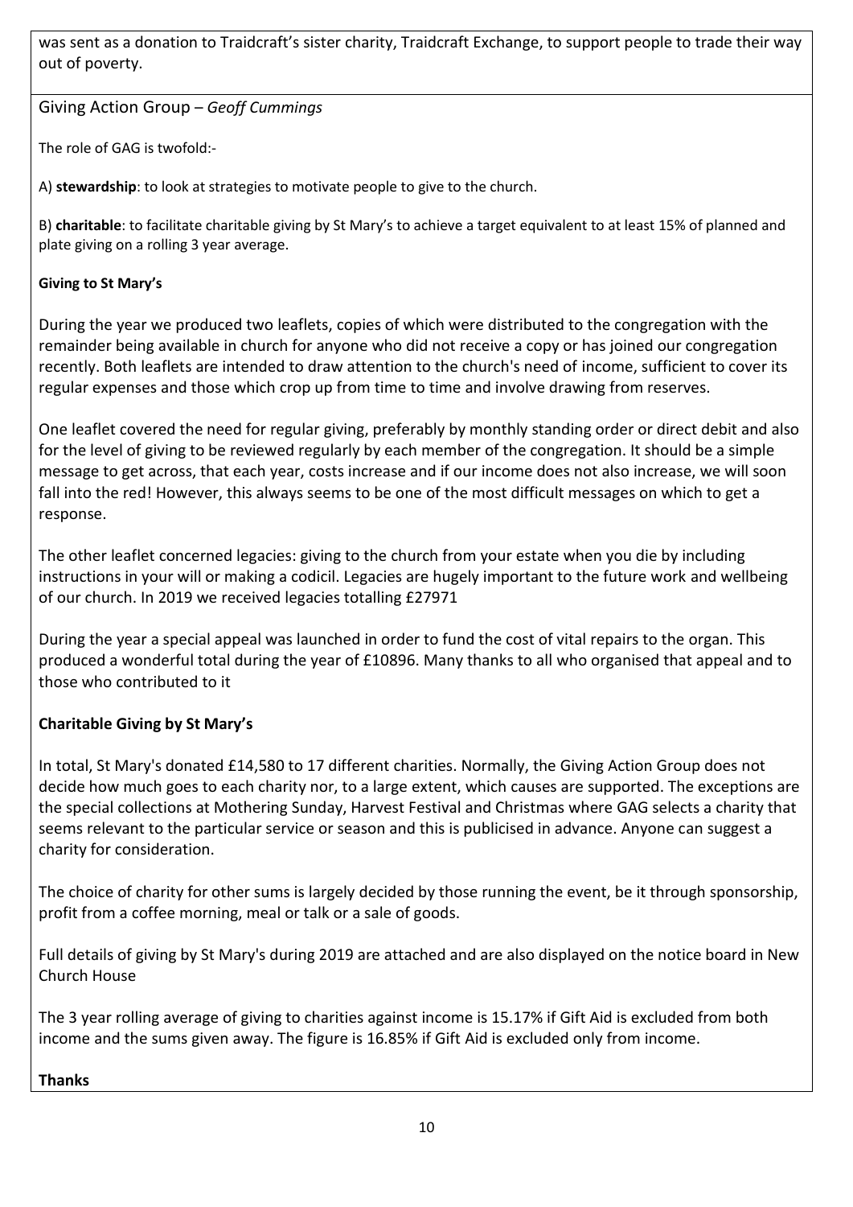was sent as a donation to Traidcraft's sister charity, Traidcraft Exchange, to support people to trade their way out of poverty.

## Giving Action Group – *Geoff Cummings*

The role of GAG is twofold:-

A) **stewardship**: to look at strategies to motivate people to give to the church.

B) **charitable**: to facilitate charitable giving by St Mary's to achieve a target equivalent to at least 15% of planned and plate giving on a rolling 3 year average.

**Giving to St Mary's**

During the year we produced two leaflets, copies of which were distributed to the congregation with the remainder being available in church for anyone who did not receive a copy or has joined our congregation recently. Both leaflets are intended to draw attention to the church's need of income, sufficient to cover its regular expenses and those which crop up from time to time and involve drawing from reserves.

One leaflet covered the need for regular giving, preferably by monthly standing order or direct debit and also for the level of giving to be reviewed regularly by each member of the congregation. It should be a simple message to get across, that each year, costs increase and if our income does not also increase, we will soon fall into the red! However, this always seems to be one of the most difficult messages on which to get a response.

The other leaflet concerned legacies: giving to the church from your estate when you die by including instructions in your will or making a codicil. Legacies are hugely important to the future work and wellbeing of our church. In 2019 we received legacies totalling £27971

During the year a special appeal was launched in order to fund the cost of vital repairs to the organ. This produced a wonderful total during the year of £10896. Many thanks to all who organised that appeal and to those who contributed to it

**Charitable Giving by St Mary's**

In total, St Mary's donated £14,580 to 17 different charities. Normally, the Giving Action Group does not decide how much goes to each charity nor, to a large extent, which causes are supported. The exceptions are the special collections at Mothering Sunday, Harvest Festival and Christmas where GAG selects a charity that seems relevant to the particular service or season and this is publicised in advance. Anyone can suggest a charity for consideration.

The choice of charity for other sums is largely decided by those running the event, be it through sponsorship, profit from a coffee morning, meal or talk or a sale of goods.

Full details of giving by St Mary's during 2019 are attached and are also displayed on the notice board in New Church House

The 3 year rolling average of giving to charities against income is 15.17% if Gift Aid is excluded from both income and the sums given away. The figure is 16.85% if Gift Aid is excluded only from income.

**Thanks**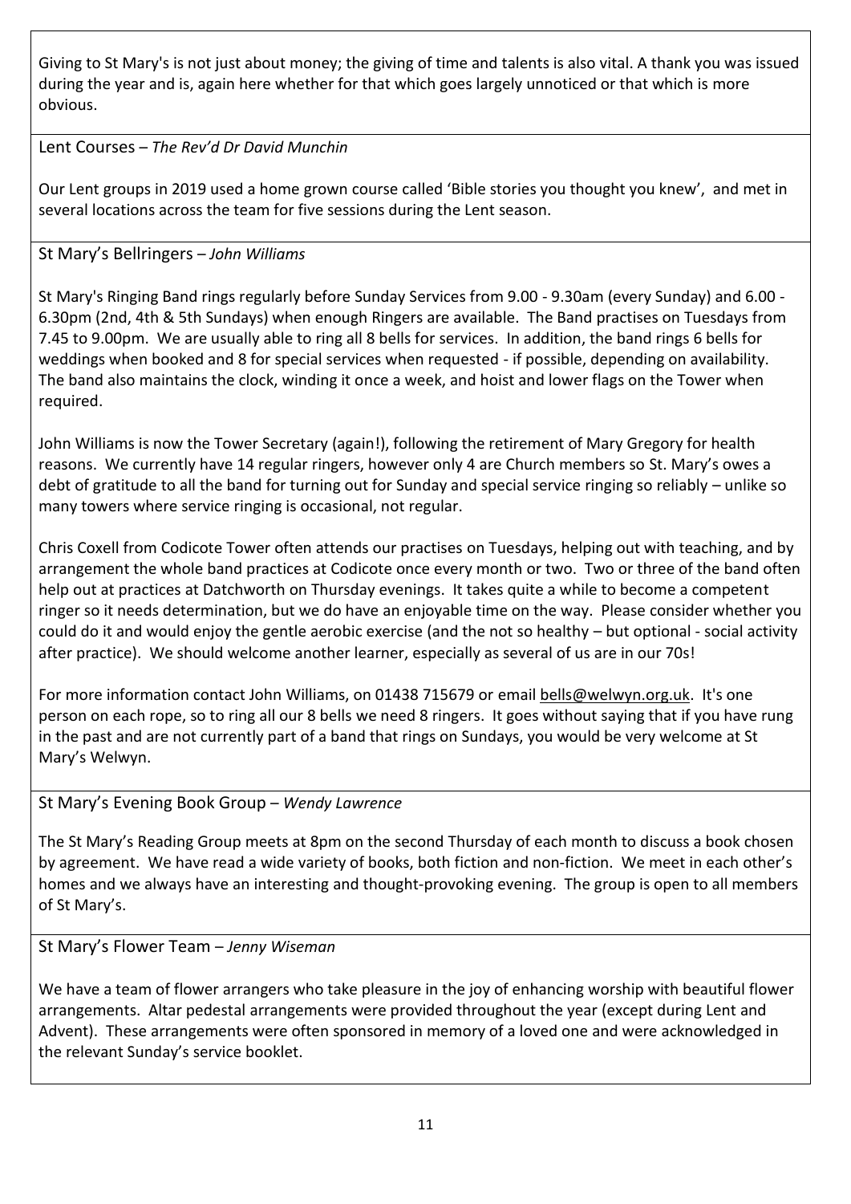Giving to St Mary's is not just about money; the giving of time and talents is also vital. A thank you was issued during the year and is, again here whether for that which goes largely unnoticed or that which is more obvious.

## Lent Courses – *The Rev'd Dr David Munchin*

Our Lent groups in 2019 used a home grown course called 'Bible stories you thought you knew', and met in several locations across the team for five sessions during the Lent season.

## St Mary's Bellringers – *John Williams*

St Mary's Ringing Band rings regularly before Sunday Services from 9.00 - 9.30am (every Sunday) and 6.00 - 6.30pm (2nd, 4th & 5th Sundays) when enough Ringers are available. The Band practises on Tuesdays from 7.45 to 9.00pm. We are usually able to ring all 8 bells for services. In addition, the band rings 6 bells for weddings when booked and 8 for special services when requested - if possible, depending on availability. The band also maintains the clock, winding it once a week, and hoist and lower flags on the Tower when required.

John Williams is now the Tower Secretary (again!), following the retirement of Mary Gregory for health reasons. We currently have 14 regular ringers, however only 4 are Church members so St. Mary's owes a debt of gratitude to all the band for turning out for Sunday and special service ringing so reliably – unlike so many towers where service ringing is occasional, not regular.

Chris Coxell from Codicote Tower often attends our practises on Tuesdays, helping out with teaching, and by arrangement the whole band practices at Codicote once every month or two. Two or three of the band often help out at practices at Datchworth on Thursday evenings. It takes quite a while to become a competent ringer so it needs determination, but we do have an enjoyable time on the way. Please consider whether you could do it and would enjoy the gentle aerobic exercise (and the not so healthy – but optional - social activity after practice). We should welcome another learner, especially as several of us are in our 70s!

For more information contact John Williams, on 01438 715679 or email bells@welwyn.org.uk. It's one person on each rope, so to ring all our 8 bells we need 8 ringers. It goes without saying that if you have rung in the past and are not currently part of a band that rings on Sundays, you would be very welcome at St Mary's Welwyn.

## St Mary's Evening Book Group – *Wendy Lawrence*

The St Mary's Reading Group meets at 8pm on the second Thursday of each month to discuss a book chosen by agreement. We have read a wide variety of books, both fiction and non-fiction. We meet in each other's homes and we always have an interesting and thought-provoking evening. The group is open to all members of St Mary's.

## St Mary's Flower Team – *Jenny Wiseman*

We have a team of flower arrangers who take pleasure in the joy of enhancing worship with beautiful flower arrangements. Altar pedestal arrangements were provided throughout the year (except during Lent and Advent). These arrangements were often sponsored in memory of a loved one and were acknowledged in the relevant Sunday's service booklet.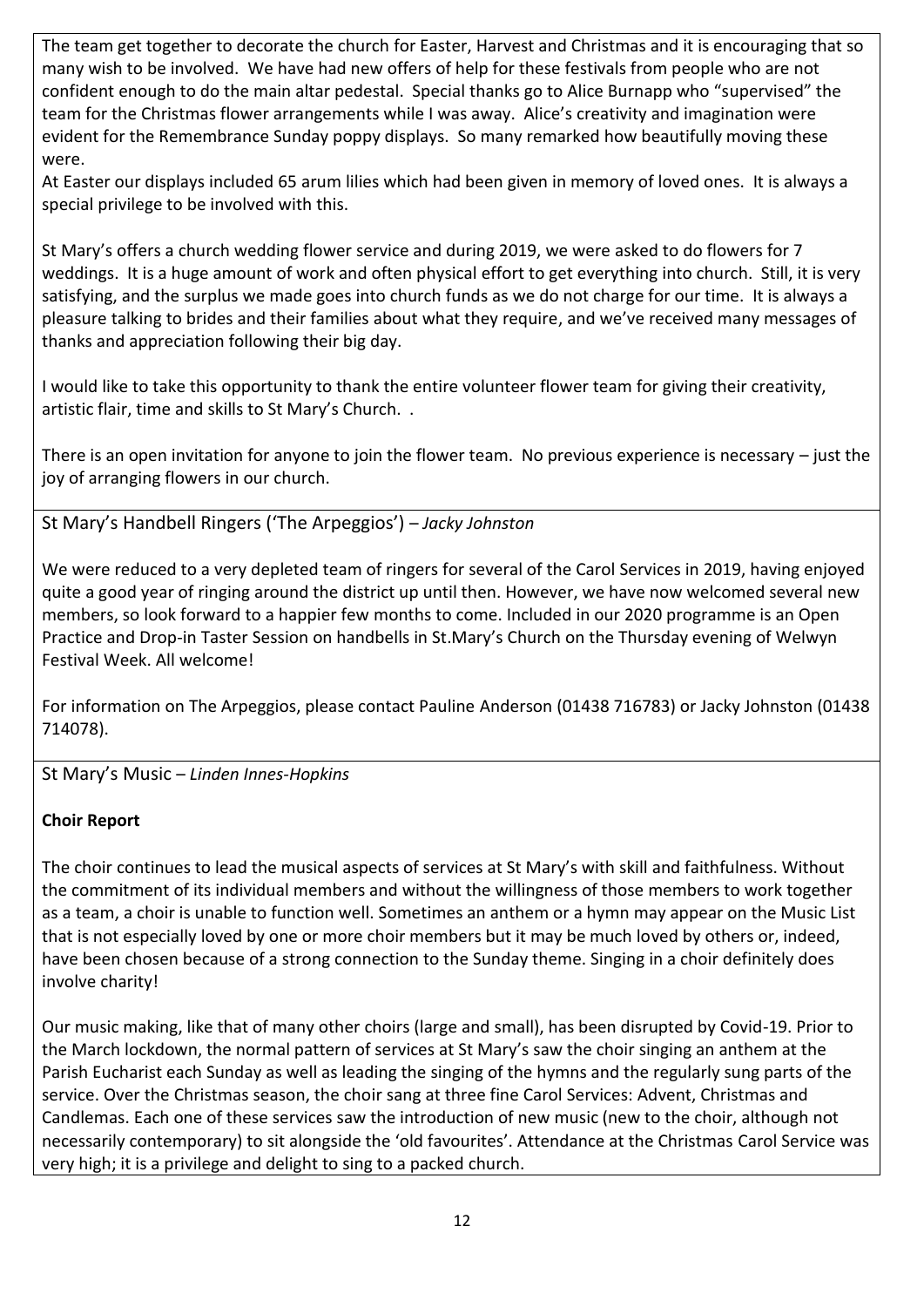The team get together to decorate the church for Easter, Harvest and Christmas and it is encouraging that so many wish to be involved. We have had new offers of help for these festivals from people who are not confident enough to do the main altar pedestal. Special thanks go to Alice Burnapp who "supervised" the team for the Christmas flower arrangements while I was away. Alice's creativity and imagination were evident for the Remembrance Sunday poppy displays. So many remarked how beautifully moving these were.
At Easter our displays included 65 arum lilies which had been given in memory of loved ones. It is always a special privilege to be involved with this.

St Mary's offers a church wedding flower service and during 2019, we were asked to do flowers for 7 weddings. It is a huge amount of work and often physical effort to get everything into church. Still, it is very satisfying, and the surplus we made goes into church funds as we do not charge for our time. It is always a pleasure talking to brides and their families about what they require, and we've received many messages of thanks and appreciation following their big day.

I would like to take this opportunity to thank the entire volunteer flower team for giving their creativity, artistic flair, time and skills to St Mary's Church. .

There is an open invitation for anyone to join the flower team. No previous experience is necessary – just the joy of arranging flowers in our church.

## St Mary's Handbell Ringers ('The Arpeggios') – *Jacky Johnston*

We were reduced to a very depleted team of ringers for several of the Carol Services in 2019, having enjoyed quite a good year of ringing around the district up until then. However, we have now welcomed several new members, so look forward to a happier few months to come. Included in our 2020 programme is an Open Practice and Drop-in Taster Session on handbells in St.Mary's Church on the Thursday evening of Welwyn Festival Week. All welcome!

For information on The Arpeggios, please contact Pauline Anderson (01438 716783) or Jacky Johnston (01438 714078).

## St Mary's Music – *Linden Innes-Hopkins*

**Choir Report**

The choir continues to lead the musical aspects of services at St Mary's with skill and faithfulness. Without the commitment of its individual members and without the willingness of those members to work together as a team, a choir is unable to function well. Sometimes an anthem or a hymn may appear on the Music List that is not especially loved by one or more choir members but it may be much loved by others or, indeed, have been chosen because of a strong connection to the Sunday theme. Singing in a choir definitely does involve charity!

Our music making, like that of many other choirs (large and small), has been disrupted by Covid-19. Prior to the March lockdown, the normal pattern of services at St Mary's saw the choir singing an anthem at the Parish Eucharist each Sunday as well as leading the singing of the hymns and the regularly sung parts of the service. Over the Christmas season, the choir sang at three fine Carol Services: Advent, Christmas and Candlemas. Each one of these services saw the introduction of new music (new to the choir, although not necessarily contemporary) to sit alongside the 'old favourites'. Attendance at the Christmas Carol Service was very high; it is a privilege and delight to sing to a packed church.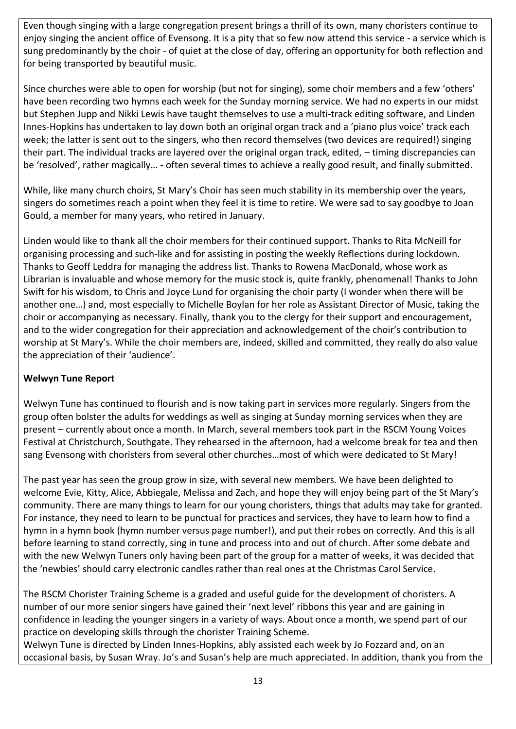Even though singing with a large congregation present brings a thrill of its own, many choristers continue to enjoy singing the ancient office of Evensong. It is a pity that so few now attend this service - a service which is sung predominantly by the choir - of quiet at the close of day, offering an opportunity for both reflection and for being transported by beautiful music.

Since churches were able to open for worship (but not for singing), some choir members and a few 'others' have been recording two hymns each week for the Sunday morning service. We had no experts in our midst but Stephen Jupp and Nikki Lewis have taught themselves to use a multi-track editing software, and Linden Innes-Hopkins has undertaken to lay down both an original organ track and a 'piano plus voice' track each week; the latter is sent out to the singers, who then record themselves (two devices are required!) singing their part. The individual tracks are layered over the original organ track, edited, – timing discrepancies can be 'resolved', rather magically… - often several times to achieve a really good result, and finally submitted.

While, like many church choirs, St Mary's Choir has seen much stability in its membership over the years, singers do sometimes reach a point when they feel it is time to retire. We were sad to say goodbye to Joan Gould, a member for many years, who retired in January.

Linden would like to thank all the choir members for their continued support. Thanks to Rita McNeill for organising processing and such-like and for assisting in posting the weekly Reflections during lockdown. Thanks to Geoff Leddra for managing the address list. Thanks to Rowena MacDonald, whose work as Librarian is invaluable and whose memory for the music stock is, quite frankly, phenomenal! Thanks to John Swift for his wisdom, to Chris and Joyce Lund for organising the choir party (I wonder when there will be another one…) and, most especially to Michelle Boylan for her role as Assistant Director of Music, taking the choir or accompanying as necessary. Finally, thank you to the clergy for their support and encouragement, and to the wider congregation for their appreciation and acknowledgement of the choir's contribution to worship at St Mary's. While the choir members are, indeed, skilled and committed, they really do also value the appreciation of their 'audience'.

**Welwyn Tune Report**

Welwyn Tune has continued to flourish and is now taking part in services more regularly. Singers from the group often bolster the adults for weddings as well as singing at Sunday morning services when they are present – currently about once a month. In March, several members took part in the RSCM Young Voices Festival at Christchurch, Southgate. They rehearsed in the afternoon, had a welcome break for tea and then sang Evensong with choristers from several other churches…most of which were dedicated to St Mary!

The past year has seen the group grow in size, with several new members. We have been delighted to welcome Evie, Kitty, Alice, Abbiegale, Melissa and Zach, and hope they will enjoy being part of the St Mary's community. There are many things to learn for our young choristers, things that adults may take for granted. For instance, they need to learn to be punctual for practices and services, they have to learn how to find a hymn in a hymn book (hymn number versus page number!), and put their robes on correctly. And this is all before learning to stand correctly, sing in tune and process into and out of church. After some debate and with the new Welwyn Tuners only having been part of the group for a matter of weeks, it was decided that the 'newbies' should carry electronic candles rather than real ones at the Christmas Carol Service.

The RSCM Chorister Training Scheme is a graded and useful guide for the development of choristers. A number of our more senior singers have gained their 'next level' ribbons this year and are gaining in confidence in leading the younger singers in a variety of ways. About once a month, we spend part of our practice on developing skills through the chorister Training Scheme.
Welwyn Tune is directed by Linden Innes-Hopkins, ably assisted each week by Jo Fozzard and, on an occasional basis, by Susan Wray. Jo's and Susan's help are much appreciated. In addition, thank you from the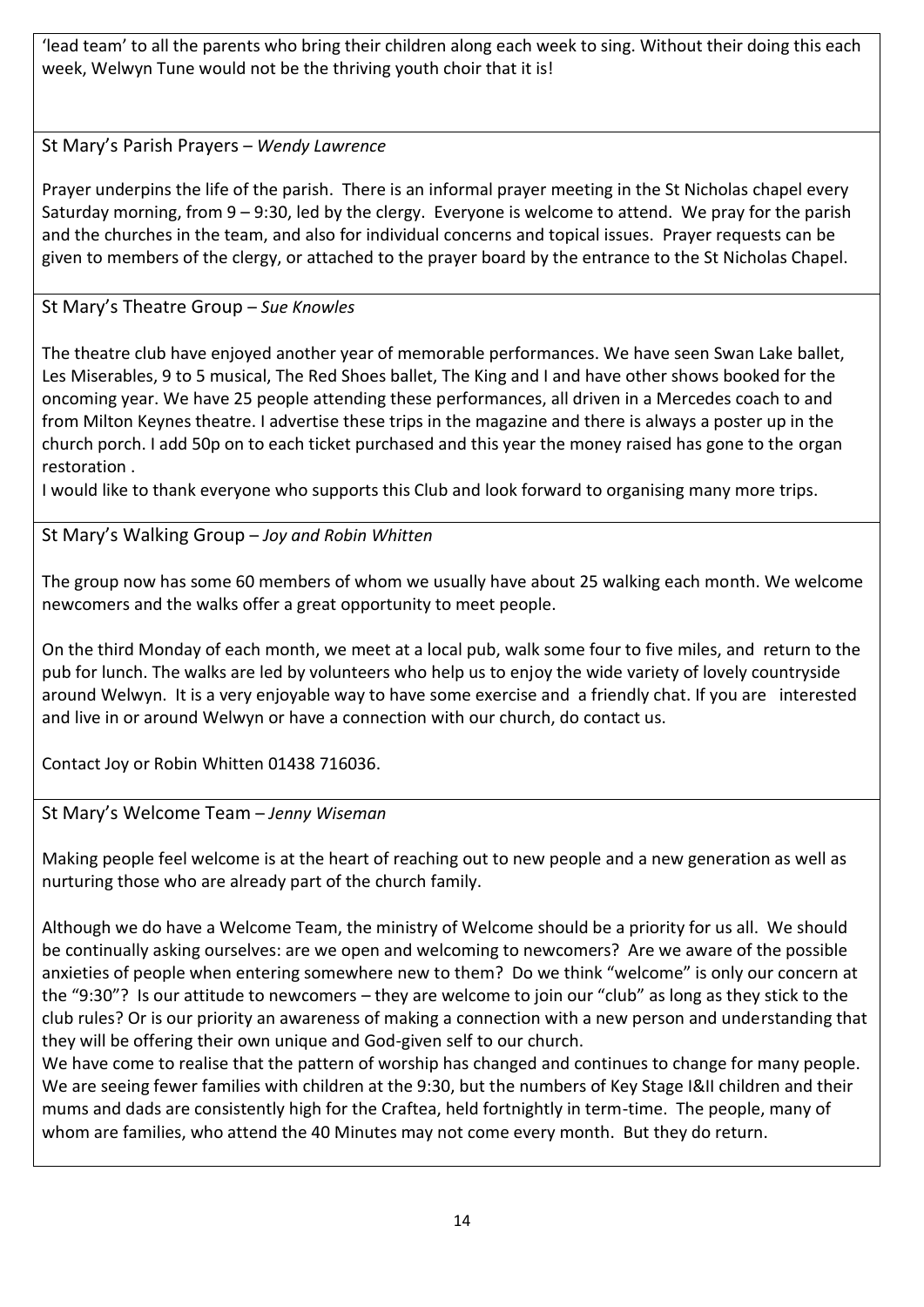'lead team' to all the parents who bring their children along each week to sing. Without their doing this each week, Welwyn Tune would not be the thriving youth choir that it is!

## St Mary's Parish Prayers – *Wendy Lawrence*

Prayer underpins the life of the parish. There is an informal prayer meeting in the St Nicholas chapel every Saturday morning, from 9 – 9:30, led by the clergy. Everyone is welcome to attend. We pray for the parish and the churches in the team, and also for individual concerns and topical issues. Prayer requests can be given to members of the clergy, or attached to the prayer board by the entrance to the St Nicholas Chapel.

## St Mary's Theatre Group – *Sue Knowles*

The theatre club have enjoyed another year of memorable performances. We have seen Swan Lake ballet, Les Miserables, 9 to 5 musical, The Red Shoes ballet, The King and I and have other shows booked for the oncoming year. We have 25 people attending these performances, all driven in a Mercedes coach to and from Milton Keynes theatre. I advertise these trips in the magazine and there is always a poster up in the church porch. I add 50p on to each ticket purchased and this year the money raised has gone to the organ restoration .

I would like to thank everyone who supports this Club and look forward to organising many more trips.

## St Mary's Walking Group – *Joy and Robin Whitten*

The group now has some 60 members of whom we usually have about 25 walking each month. We welcome newcomers and the walks offer a great opportunity to meet people.

On the third Monday of each month, we meet at a local pub, walk some four to five miles, and return to the pub for lunch. The walks are led by volunteers who help us to enjoy the wide variety of lovely countryside around Welwyn. It is a very enjoyable way to have some exercise and a friendly chat. If you are interested and live in or around Welwyn or have a connection with our church, do contact us.

Contact Joy or Robin Whitten 01438 716036.

## St Mary's Welcome Team – *Jenny Wiseman*

Making people feel welcome is at the heart of reaching out to new people and a new generation as well as nurturing those who are already part of the church family.

Although we do have a Welcome Team, the ministry of Welcome should be a priority for us all. We should be continually asking ourselves: are we open and welcoming to newcomers? Are we aware of the possible anxieties of people when entering somewhere new to them? Do we think "welcome" is only our concern at the "9:30"? Is our attitude to newcomers – they are welcome to join our "club" as long as they stick to the club rules? Or is our priority an awareness of making a connection with a new person and understanding that they will be offering their own unique and God-given self to our church.

We have come to realise that the pattern of worship has changed and continues to change for many people. We are seeing fewer families with children at the 9:30, but the numbers of Key Stage I&II children and their mums and dads are consistently high for the Craftea, held fortnightly in term-time. The people, many of whom are families, who attend the 40 Minutes may not come every month. But they do return.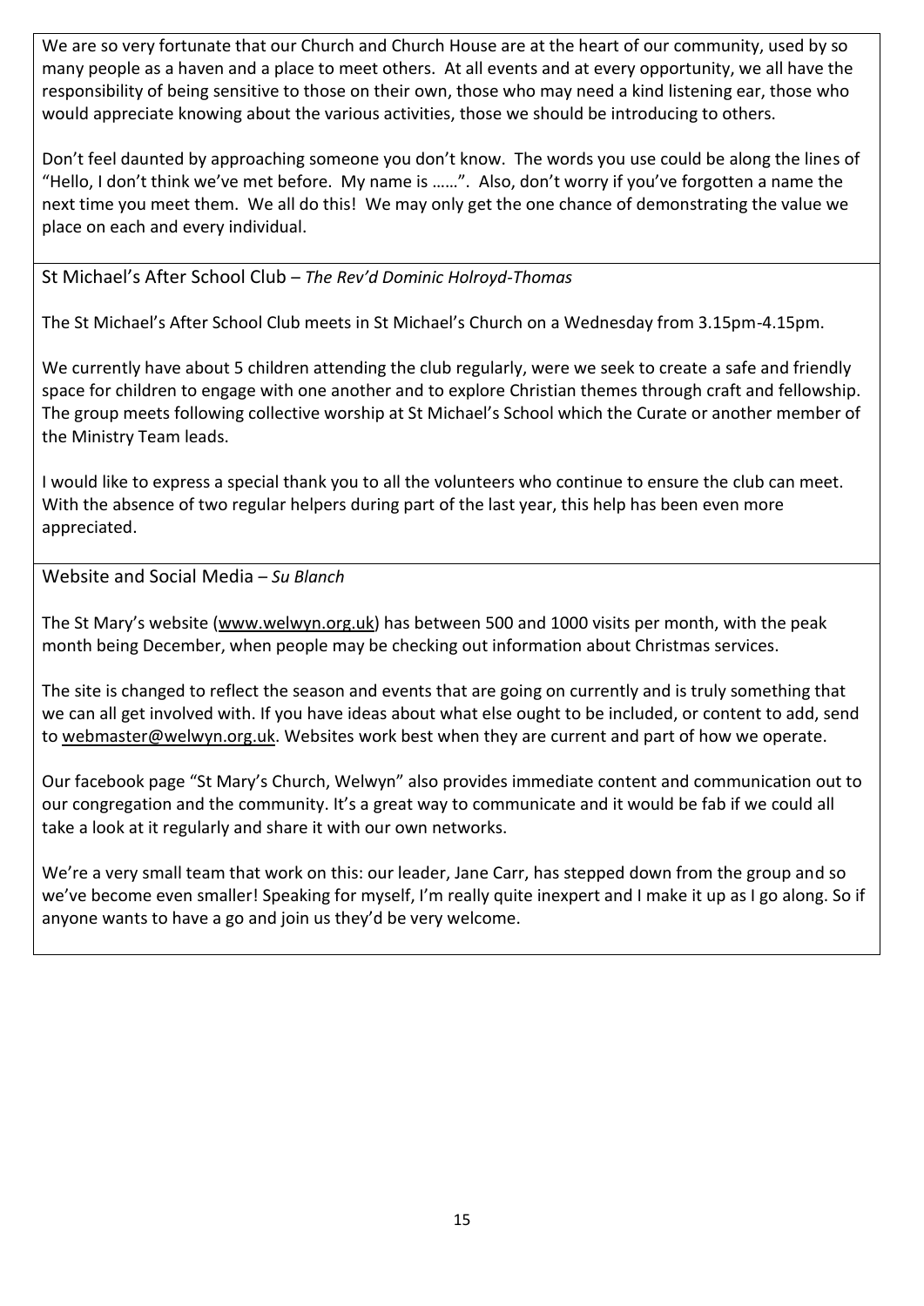We are so very fortunate that our Church and Church House are at the heart of our community, used by so many people as a haven and a place to meet others. At all events and at every opportunity, we all have the responsibility of being sensitive to those on their own, those who may need a kind listening ear, those who would appreciate knowing about the various activities, those we should be introducing to others.

Don't feel daunted by approaching someone you don't know. The words you use could be along the lines of "Hello, I don't think we've met before. My name is ……". Also, don't worry if you've forgotten a name the next time you meet them. We all do this! We may only get the one chance of demonstrating the value we place on each and every individual.

## St Michael's After School Club – *The Rev'd Dominic Holroyd-Thomas*

The St Michael's After School Club meets in St Michael's Church on a Wednesday from 3.15pm-4.15pm.

We currently have about 5 children attending the club regularly, were we seek to create a safe and friendly space for children to engage with one another and to explore Christian themes through craft and fellowship. The group meets following collective worship at St Michael's School which the Curate or another member of the Ministry Team leads.

I would like to express a special thank you to all the volunteers who continue to ensure the club can meet. With the absence of two regular helpers during part of the last year, this help has been even more appreciated.

## Website and Social Media – *Su Blanch*

The St Mary's website (www.welwyn.org.uk) has between 500 and 1000 visits per month, with the peak month being December, when people may be checking out information about Christmas services.

The site is changed to reflect the season and events that are going on currently and is truly something that we can all get involved with. If you have ideas about what else ought to be included, or content to add, send to webmaster@welwyn.org.uk. Websites work best when they are current and part of how we operate.

Our facebook page "St Mary's Church, Welwyn" also provides immediate content and communication out to our congregation and the community. It's a great way to communicate and it would be fab if we could all take a look at it regularly and share it with our own networks.

We're a very small team that work on this: our leader, Jane Carr, has stepped down from the group and so we've become even smaller! Speaking for myself, I'm really quite inexpert and I make it up as I go along. So if anyone wants to have a go and join us they'd be very welcome.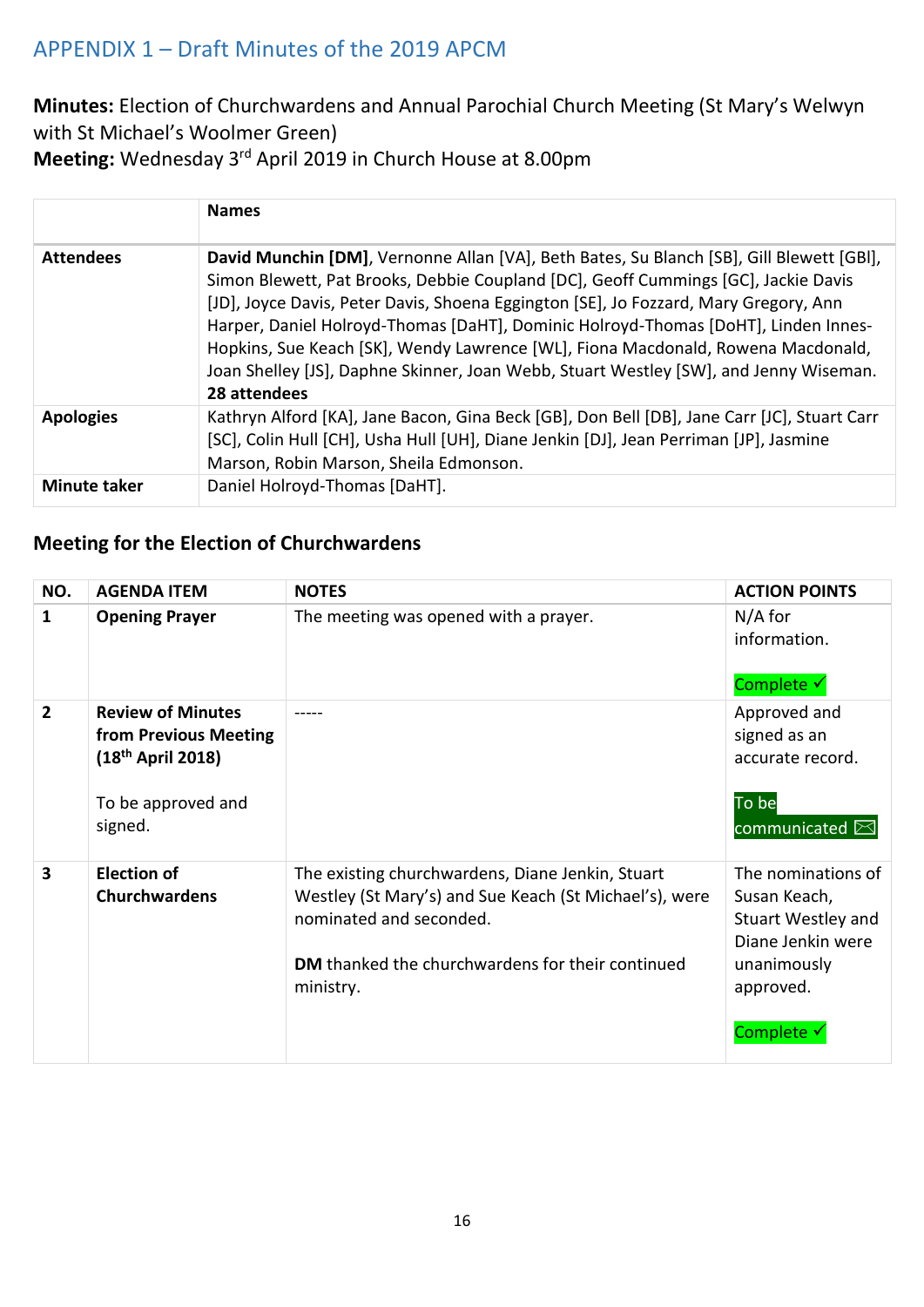# APPENDIX 1 – Draft Minutes of the 2019 APCM

**Minutes:** Election of Churchwardens and Annual Parochial Church Meeting (St Mary's Welwyn with St Michael's Woolmer Green)
**Meeting:** Wednesday 3rd April 2019 in Church House at 8.00pm

| | **Names** |
|---|---|
| **Attendees** | **David Munchin [DM]**, Vernonne Allan [VA], Beth Bates, Su Blanch [SB], Gill Blewett [GBl], Simon Blewett, Pat Brooks, Debbie Coupland [DC], Geoff Cummings [GC], Jackie Davis [JD], Joyce Davis, Peter Davis, Shoena Eggington [SE], Jo Fozzard, Mary Gregory, Ann Harper, Daniel Holroyd-Thomas [DaHT], Dominic Holroyd-Thomas [DoHT], Linden Innes-Hopkins, Sue Keach [SK], Wendy Lawrence [WL], Fiona Macdonald, Rowena Macdonald, Joan Shelley [JS], Daphne Skinner, Joan Webb, Stuart Westley [SW], and Jenny Wiseman. **28 attendees** |
| **Apologies** | Kathryn Alford [KA], Jane Bacon, Gina Beck [GB], Don Bell [DB], Jane Carr [JC], Stuart Carr [SC], Colin Hull [CH], Usha Hull [UH], Diane Jenkin [DJ], Jean Perriman [JP], Jasmine Marson, Robin Marson, Sheila Edmonson. |
| **Minute taker** | Daniel Holroyd-Thomas [DaHT]. |

## Meeting for the Election of Churchwardens

| NO. | AGENDA ITEM | NOTES | ACTION POINTS |
|---|---|---|---|
| 1 | **Opening Prayer** | The meeting was opened with a prayer. | N/A for information. Complete ✓ |
| 2 | **Review of Minutes from Previous Meeting (18th April 2018)** To be approved and signed. | ----- | Approved and signed as an accurate record. To be communicated ✉ |
| 3 | **Election of Churchwardens** | The existing churchwardens, Diane Jenkin, Stuart Westley (St Mary's) and Sue Keach (St Michael's), were nominated and seconded. **DM** thanked the churchwardens for their continued ministry. | The nominations of Susan Keach, Stuart Westley and Diane Jenkin were unanimously approved. Complete ✓ |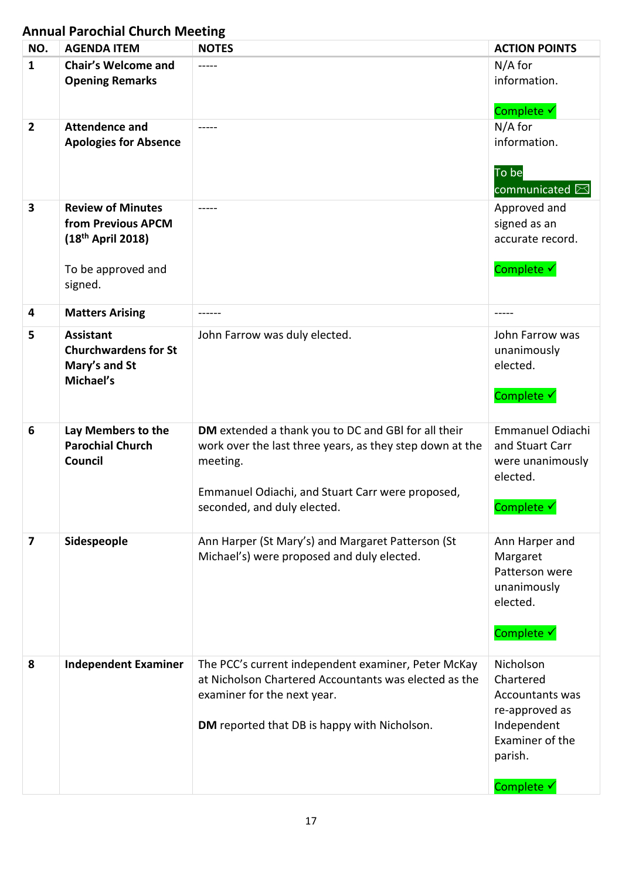## Annual Parochial Church Meeting

| NO. | AGENDA ITEM | NOTES | ACTION POINTS |
|---|---|---|---|
| 1 | **Chair's Welcome and Opening Remarks** | ----- | N/A for information.<br><br>Complete ✓ |
| 2 | **Attendence and Apologies for Absence** | ----- | N/A for information.<br><br>To be communicated ✉ |
| 3 | **Review of Minutes from Previous APCM (18th April 2018)**<br><br>To be approved and signed. | ----- | Approved and signed as an accurate record.<br><br>Complete ✓ |
| 4 | **Matters Arising** | ------ | ----- |
| 5 | **Assistant Churchwardens for St Mary's and St Michael's** | John Farrow was duly elected. | John Farrow was unanimously elected.<br><br>Complete ✓ |
| 6 | **Lay Members to the Parochial Church Council** | **DM** extended a thank you to DC and GBl for all their work over the last three years, as they step down at the meeting.<br><br>Emmanuel Odiachi, and Stuart Carr were proposed, seconded, and duly elected. | Emmanuel Odiachi and Stuart Carr were unanimously elected.<br><br>Complete ✓ |
| 7 | **Sidespeople** | Ann Harper (St Mary's) and Margaret Patterson (St Michael's) were proposed and duly elected. | Ann Harper and Margaret Patterson were unanimously elected.<br><br>Complete ✓ |
| 8 | **Independent Examiner** | The PCC's current independent examiner, Peter McKay at Nicholson Chartered Accountants was elected as the examiner for the next year.<br><br>**DM** reported that DB is happy with Nicholson. | Nicholson Chartered Accountants was re-approved as Independent Examiner of the parish.<br><br>Complete ✓ |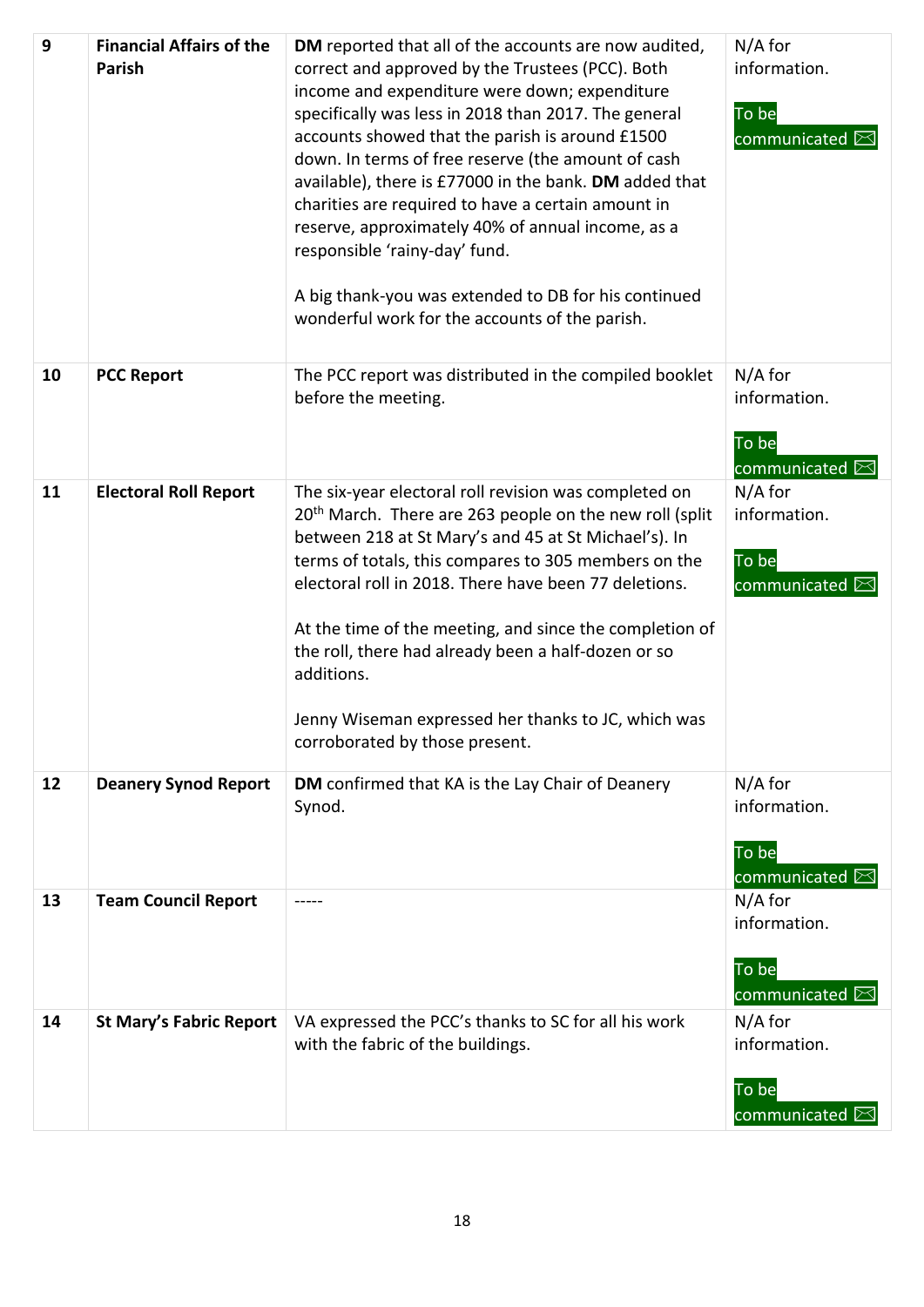| 9 | **Financial Affairs of the Parish** | **DM** reported that all of the accounts are now audited, correct and approved by the Trustees (PCC). Both income and expenditure were down; expenditure specifically was less in 2018 than 2017. The general accounts showed that the parish is around £1500 down. In terms of free reserve (the amount of cash available), there is £77000 in the bank. **DM** added that charities are required to have a certain amount in reserve, approximately 40% of annual income, as a responsible 'rainy-day' fund.<br><br>A big thank-you was extended to DB for his continued wonderful work for the accounts of the parish. | N/A for information.<br><br>To be communicated ✉ |
|---|---|---|---|
| 10 | **PCC Report** | The PCC report was distributed in the compiled booklet before the meeting. | N/A for information.<br><br>To be communicated ✉ |
| 11 | **Electoral Roll Report** | The six-year electoral roll revision was completed on 20th March. There are 263 people on the new roll (split between 218 at St Mary's and 45 at St Michael's). In terms of totals, this compares to 305 members on the electoral roll in 2018. There have been 77 deletions.<br><br>At the time of the meeting, and since the completion of the roll, there had already been a half-dozen or so additions.<br><br>Jenny Wiseman expressed her thanks to JC, which was corroborated by those present. | N/A for information.<br><br>To be communicated ✉ |
| 12 | **Deanery Synod Report** | **DM** confirmed that KA is the Lay Chair of Deanery Synod. | N/A for information.<br><br>To be communicated ✉ |
| 13 | **Team Council Report** | ----- | N/A for information.<br><br>To be communicated ✉ |
| 14 | **St Mary's Fabric Report** | VA expressed the PCC's thanks to SC for all his work with the fabric of the buildings. | N/A for information.<br><br>To be communicated ✉ |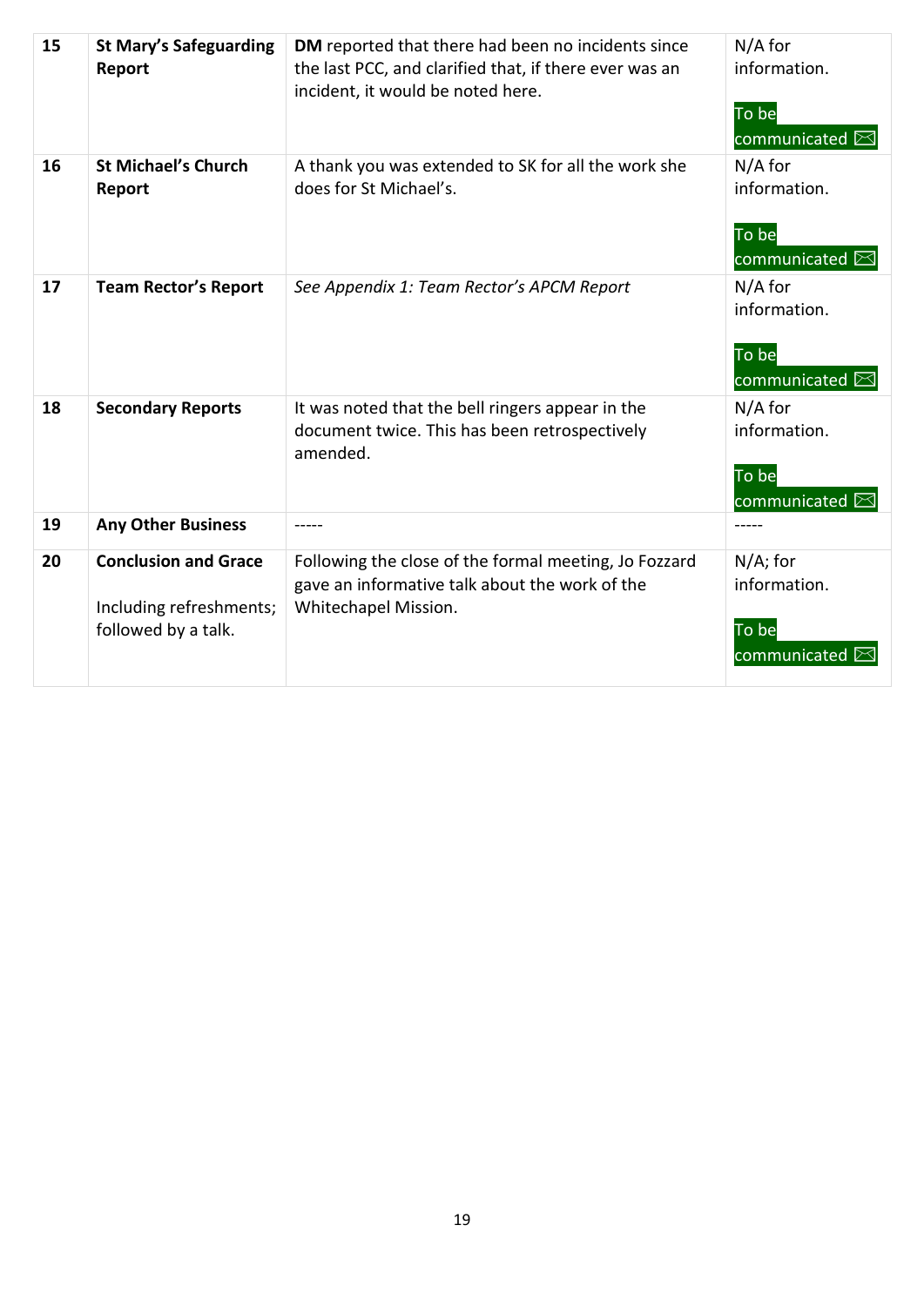| | | | |
|---|---|---|---|
| **15** | **St Mary's Safeguarding Report** | **DM** reported that there had been no incidents since the last PCC, and clarified that, if there ever was an incident, it would be noted here. | N/A for information. To be communicated ✉ |
| **16** | **St Michael's Church Report** | A thank you was extended to SK for all the work she does for St Michael's. | N/A for information. To be communicated ✉ |
| **17** | **Team Rector's Report** | *See Appendix 1: Team Rector's APCM Report* | N/A for information. To be communicated ✉ |
| **18** | **Secondary Reports** | It was noted that the bell ringers appear in the document twice. This has been retrospectively amended. | N/A for information. To be communicated ✉ |
| **19** | **Any Other Business** | ----- | ----- |
| **20** | **Conclusion and Grace** Including refreshments; followed by a talk. | Following the close of the formal meeting, Jo Fozzard gave an informative talk about the work of the Whitechapel Mission. | N/A; for information. To be communicated ✉ |